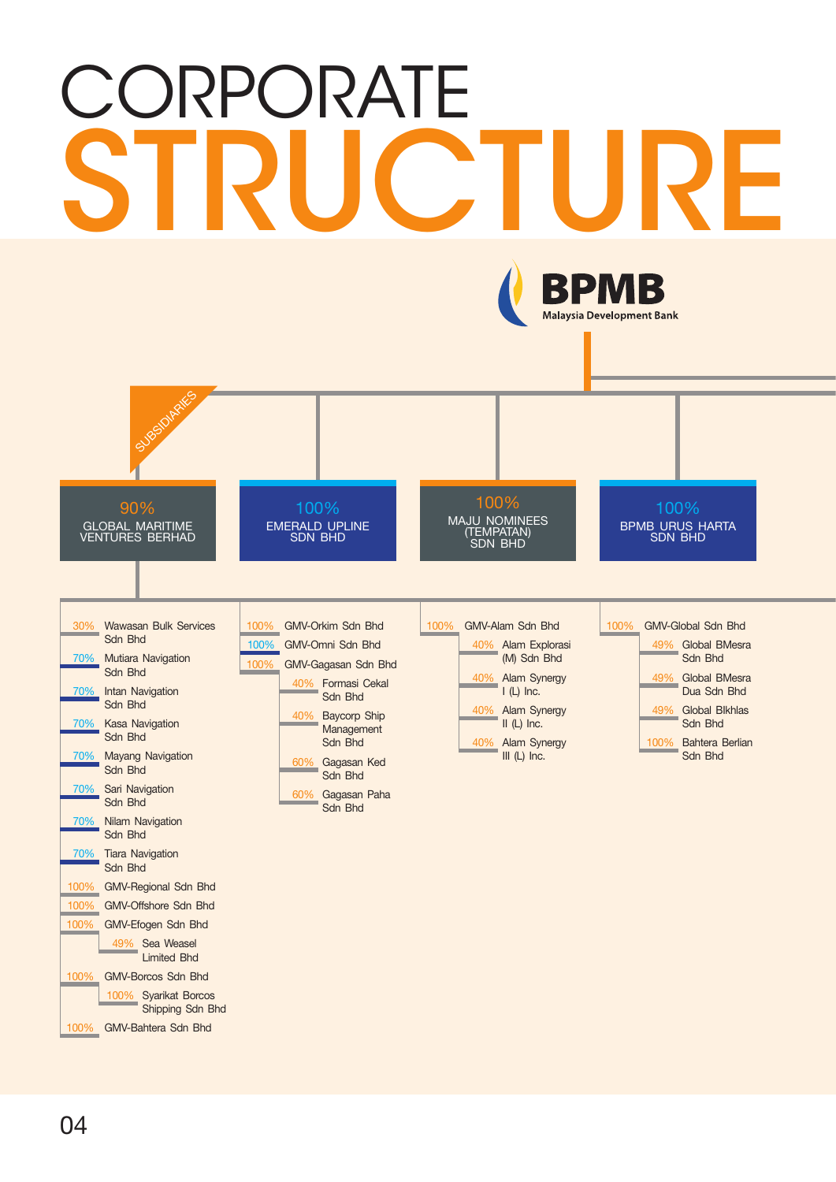# CORPORATE STRUCTURE

**BPMB**
Malaysia Development Bank

SUBSIDIARIES

## 90% GLOBAL MARITIME VENTURES BERHAD

- 30% Wawasan Bulk Services Sdn Bhd
- 70% Mutiara Navigation Sdn Bhd
- 70% Intan Navigation Sdn Bhd
- 70% Kasa Navigation Sdn Bhd
- 70% Mayang Navigation Sdn Bhd
- 70% Sari Navigation Sdn Bhd
- 70% Nilam Navigation Sdn Bhd
- 70% Tiara Navigation Sdn Bhd
- 100% GMV-Regional Sdn Bhd
- 100% GMV-Offshore Sdn Bhd
- 100% GMV-Efogen Sdn Bhd
  - 49% Sea Weasel Limited Bhd
- 100% GMV-Borcos Sdn Bhd
  - 100% Syarikat Borcos Shipping Sdn Bhd
- 100% GMV-Bahtera Sdn Bhd

## 100% EMERALD UPLINE SDN BHD

- 100% GMV-Orkim Sdn Bhd
- 100% GMV-Omni Sdn Bhd
- 100% GMV-Gagasan Sdn Bhd
  - 40% Formasi Cekal Sdn Bhd
  - 40% Baycorp Ship Management Sdn Bhd
  - 60% Gagasan Ked Sdn Bhd
  - 60% Gagasan Paha Sdn Bhd

## 100% MAJU NOMINEES (TEMPATAN) SDN BHD

- 100% GMV-Alam Sdn Bhd
  - 40% Alam Explorasi (M) Sdn Bhd
  - 40% Alam Synergy I (L) Inc.
  - 40% Alam Synergy II (L) Inc.
  - 40% Alam Synergy III (L) Inc.

## 100% BPMB URUS HARTA SDN BHD

- 100% GMV-Global Sdn Bhd
  - 49% Global BMesra Sdn Bhd
  - 49% Global BMesra Dua Sdn Bhd
  - 49% Global BIkhlas Sdn Bhd
  - 100% Bahtera Berlian Sdn Bhd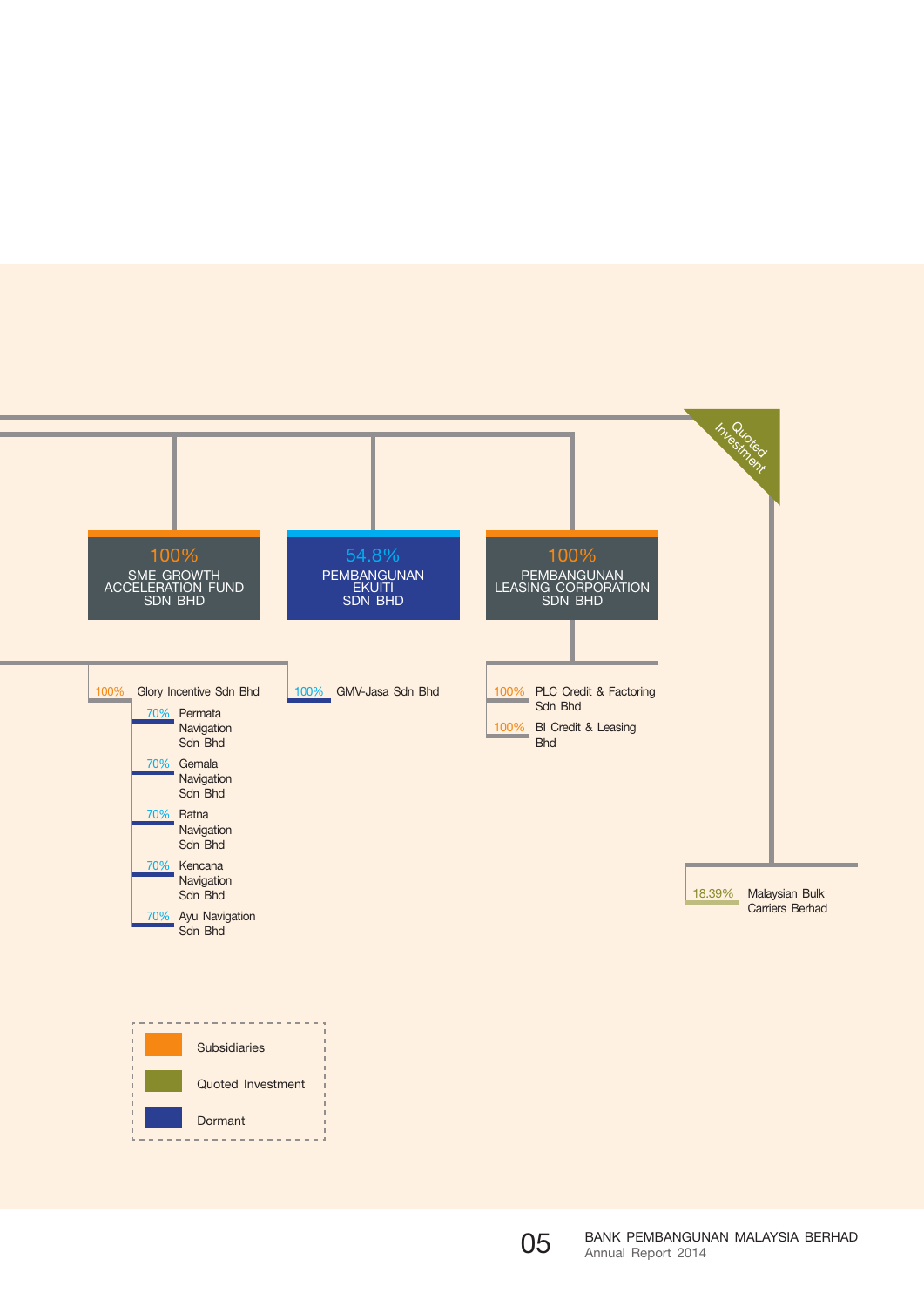Quoted Investment

**100%**
SME GROWTH ACCELERATION FUND SDN BHD

- 100% Glory Incentive Sdn Bhd
  - 70% Permata Navigation Sdn Bhd
  - 70% Gemala Navigation Sdn Bhd
  - 70% Ratna Navigation Sdn Bhd
  - 70% Kencana Navigation Sdn Bhd
  - 70% Ayu Navigation Sdn Bhd

**54.8%**
PEMBANGUNAN EKUITI SDN BHD

- 100% GMV-Jasa Sdn Bhd

**100%**
PEMBANGUNAN LEASING CORPORATION SDN BHD

- 100% PLC Credit & Factoring Sdn Bhd
- 100% BI Credit & Leasing Bhd

18.39% Malaysian Bulk Carriers Berhad

Subsidiaries

Quoted Investment

Dormant